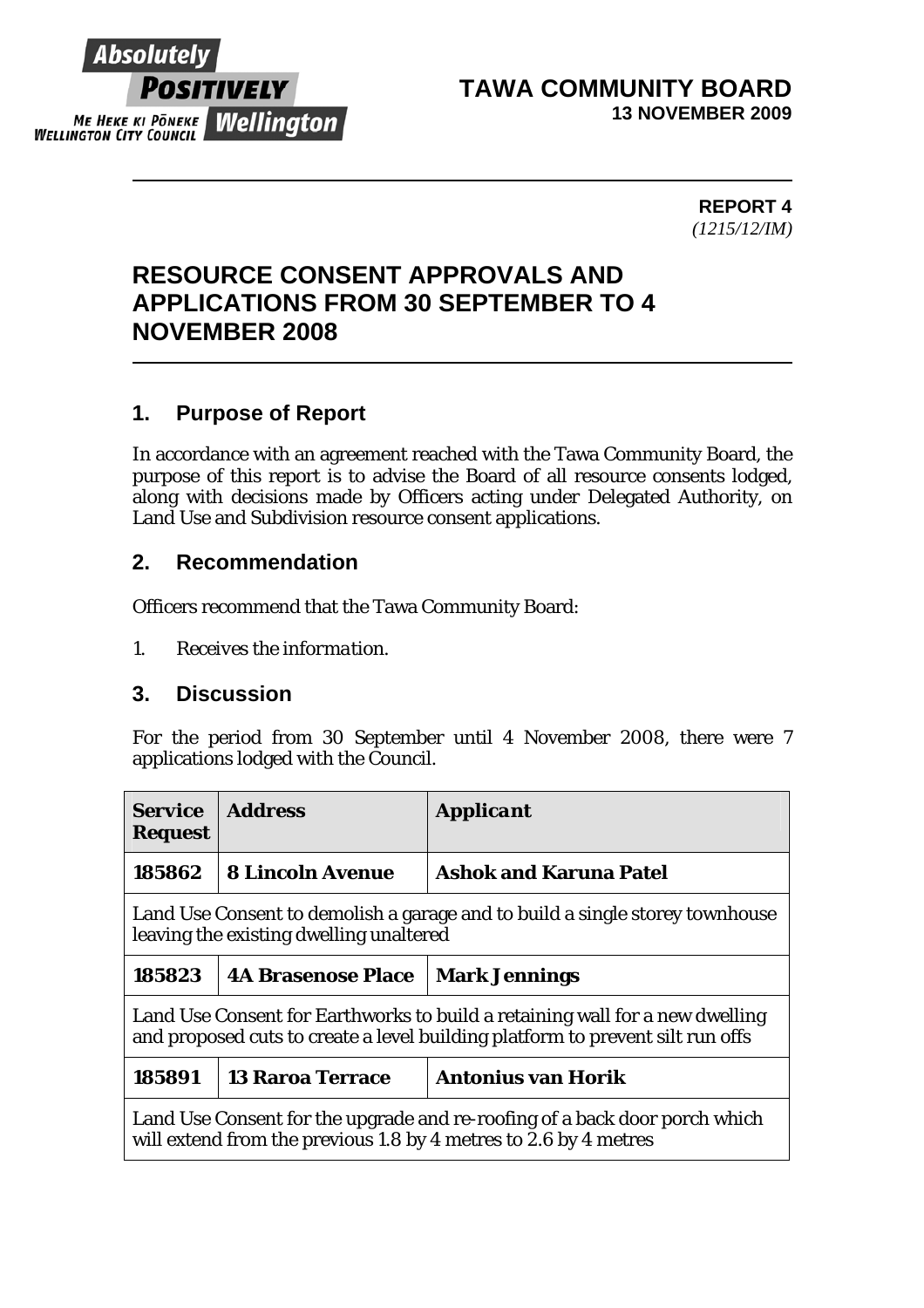# TAWA COMMUNITY BOARD
**13 NOVEMBER 2009**

**REPORT 4**
*(1215/12/IM)*

# RESOURCE CONSENT APPROVALS AND APPLICATIONS FROM 30 SEPTEMBER TO 4 NOVEMBER 2008

## 1. Purpose of Report

In accordance with an agreement reached with the Tawa Community Board, the purpose of this report is to advise the Board of all resource consents lodged, along with decisions made by Officers acting under Delegated Authority, on Land Use and Subdivision resource consent applications.

## 2. Recommendation

Officers recommend that the Tawa Community Board:

1. *Receives the information.*

## 3. Discussion

For the period from 30 September until 4 November 2008, there were 7 applications lodged with the Council.

| **Service Request** | **Address** | **Applicant** |
|---|---|---|
| **185862** | **8 Lincoln Avenue** | **Ashok and Karuna Patel** |
| Land Use Consent to demolish a garage and to build a single storey townhouse leaving the existing dwelling unaltered | | |
| **185823** | **4A Brasenose Place** | **Mark Jennings** |
| Land Use Consent for Earthworks to build a retaining wall for a new dwelling and proposed cuts to create a level building platform to prevent silt run offs | | |
| **185891** | **13 Raroa Terrace** | **Antonius van Horik** |
| Land Use Consent for the upgrade and re-roofing of a back door porch which will extend from the previous 1.8 by 4 metres to 2.6 by 4 metres | | |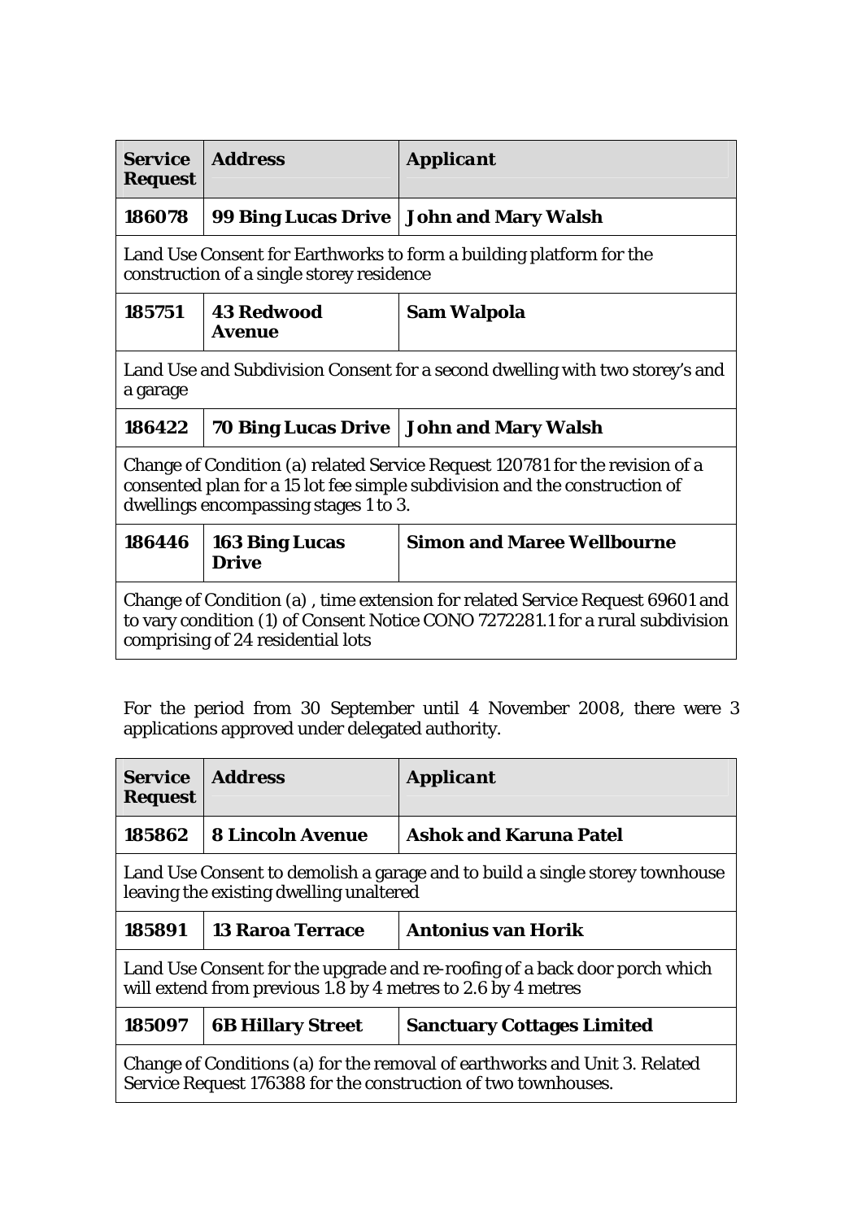| Service Request | Address | Applicant |
|---|---|---|
| **186078** | **99 Bing Lucas Drive** | **John and Mary Walsh** |
| Land Use Consent for Earthworks to form a building platform for the construction of a single storey residence | | |
| **185751** | **43 Redwood Avenue** | **Sam Walpola** |
| Land Use and Subdivision Consent for a second dwelling with two storey's and a garage | | |
| **186422** | **70 Bing Lucas Drive** | **John and Mary Walsh** |
| Change of Condition (a) related Service Request 120781 for the revision of a consented plan for a 15 lot fee simple subdivision and the construction of dwellings encompassing stages 1 to 3. | | |
| **186446** | **163 Bing Lucas Drive** | **Simon and Maree Wellbourne** |
| Change of Condition (a) , time extension for related Service Request 69601 and to vary condition (1) of Consent Notice CONO 7272281.1 for a rural subdivision comprising of 24 residential lots | | |

For the period from 30 September until 4 November 2008, there were 3 applications approved under delegated authority.

| Service Request | Address | Applicant |
|---|---|---|
| **185862** | **8 Lincoln Avenue** | **Ashok and Karuna Patel** |
| Land Use Consent to demolish a garage and to build a single storey townhouse leaving the existing dwelling unaltered | | |
| **185891** | **13 Raroa Terrace** | **Antonius van Horik** |
| Land Use Consent for the upgrade and re-roofing of a back door porch which will extend from previous 1.8 by 4 metres to 2.6 by 4 metres | | |
| **185097** | **6B Hillary Street** | **Sanctuary Cottages Limited** |
| Change of Conditions (a) for the removal of earthworks and Unit 3. Related Service Request 176388 for the construction of two townhouses. | | |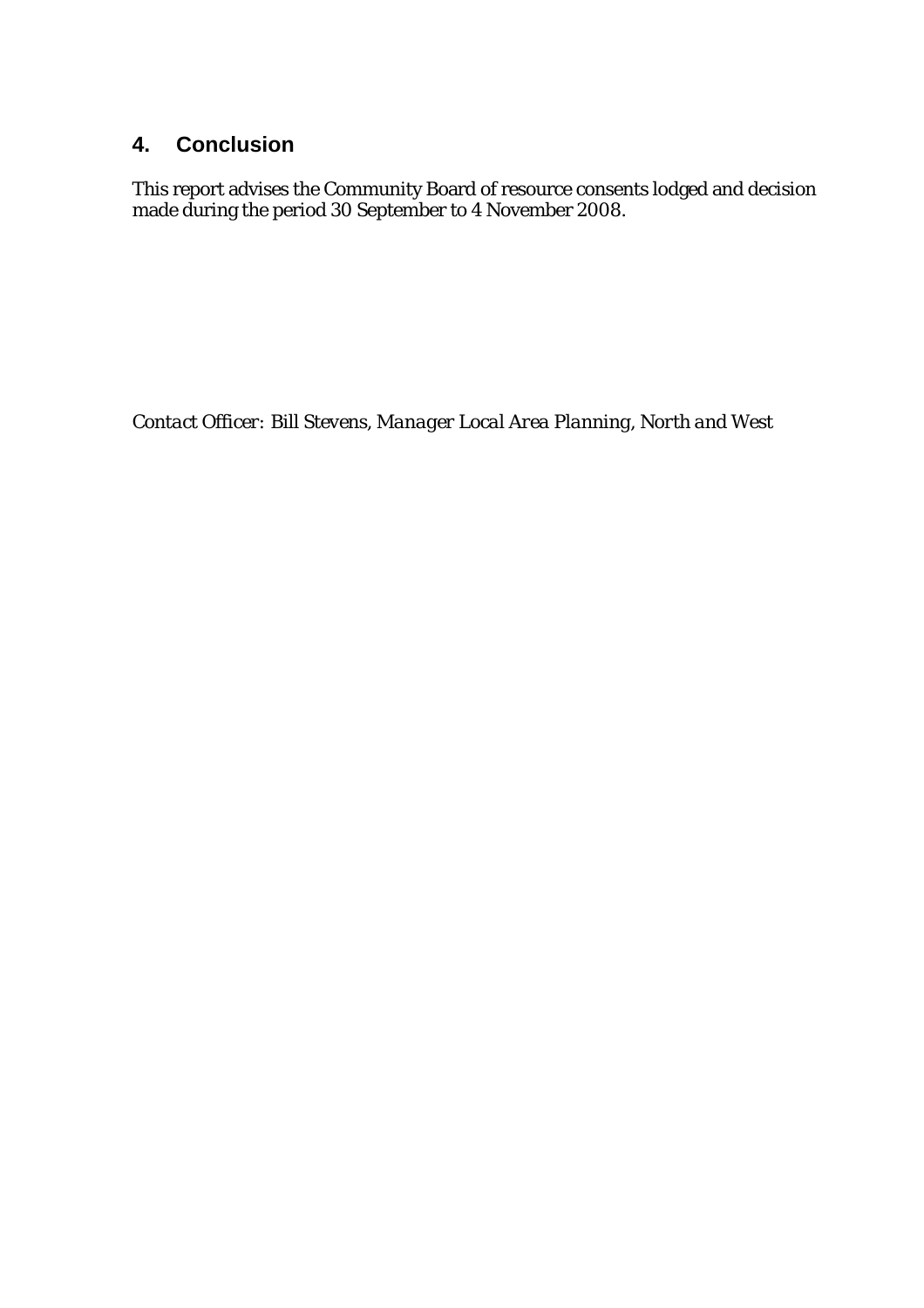## 4. Conclusion

This report advises the Community Board of resource consents lodged and decision made during the period 30 September to 4 November 2008.

*Contact Officer: Bill Stevens, Manager Local Area Planning, North and West*